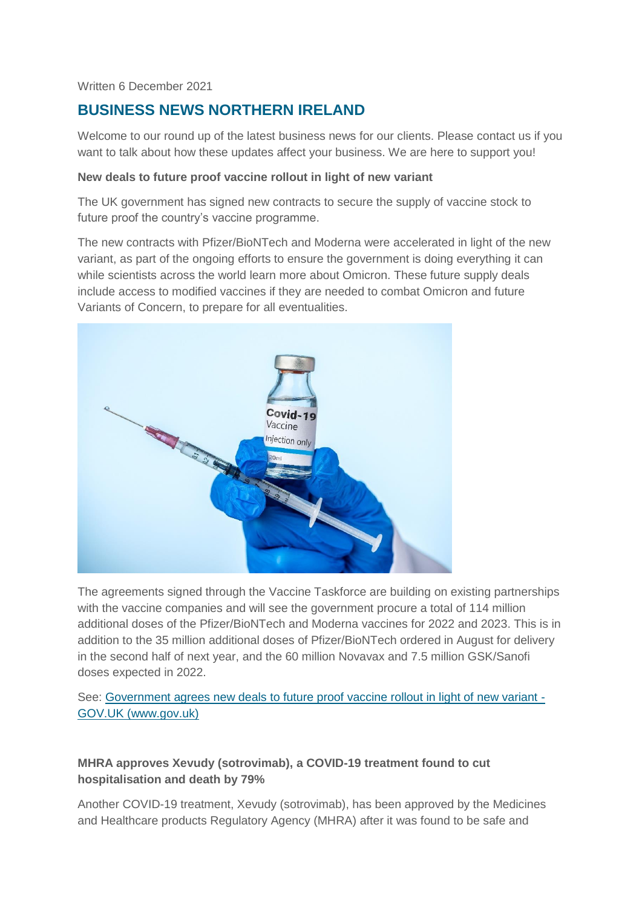Written 6 December 2021

## BUSINESS NEWS NORTHERN IRELAND

Welcome to our round up of the latest business news for our clients. Please contact us if you want to talk about how these updates affect your business. We are here to support you!

**New deals to future proof vaccine rollout in light of new variant**

The UK government has signed new contracts to secure the supply of vaccine stock to future proof the country's vaccine programme.

The new contracts with Pfizer/BioNTech and Moderna were accelerated in light of the new variant, as part of the ongoing efforts to ensure the government is doing everything it can while scientists across the world learn more about Omicron. These future supply deals include access to modified vaccines if they are needed to combat Omicron and future Variants of Concern, to prepare for all eventualities.

The agreements signed through the Vaccine Taskforce are building on existing partnerships with the vaccine companies and will see the government procure a total of 114 million additional doses of the Pfizer/BioNTech and Moderna vaccines for 2022 and 2023. This is in addition to the 35 million additional doses of Pfizer/BioNTech ordered in August for delivery in the second half of next year, and the 60 million Novavax and 7.5 million GSK/Sanofi doses expected in 2022.

See: [Government agrees new deals to future proof vaccine rollout in light of new variant - GOV.UK (www.gov.uk)]()

**MHRA approves Xevudy (sotrovimab), a COVID-19 treatment found to cut hospitalisation and death by 79%**

Another COVID-19 treatment, Xevudy (sotrovimab), has been approved by the Medicines and Healthcare products Regulatory Agency (MHRA) after it was found to be safe and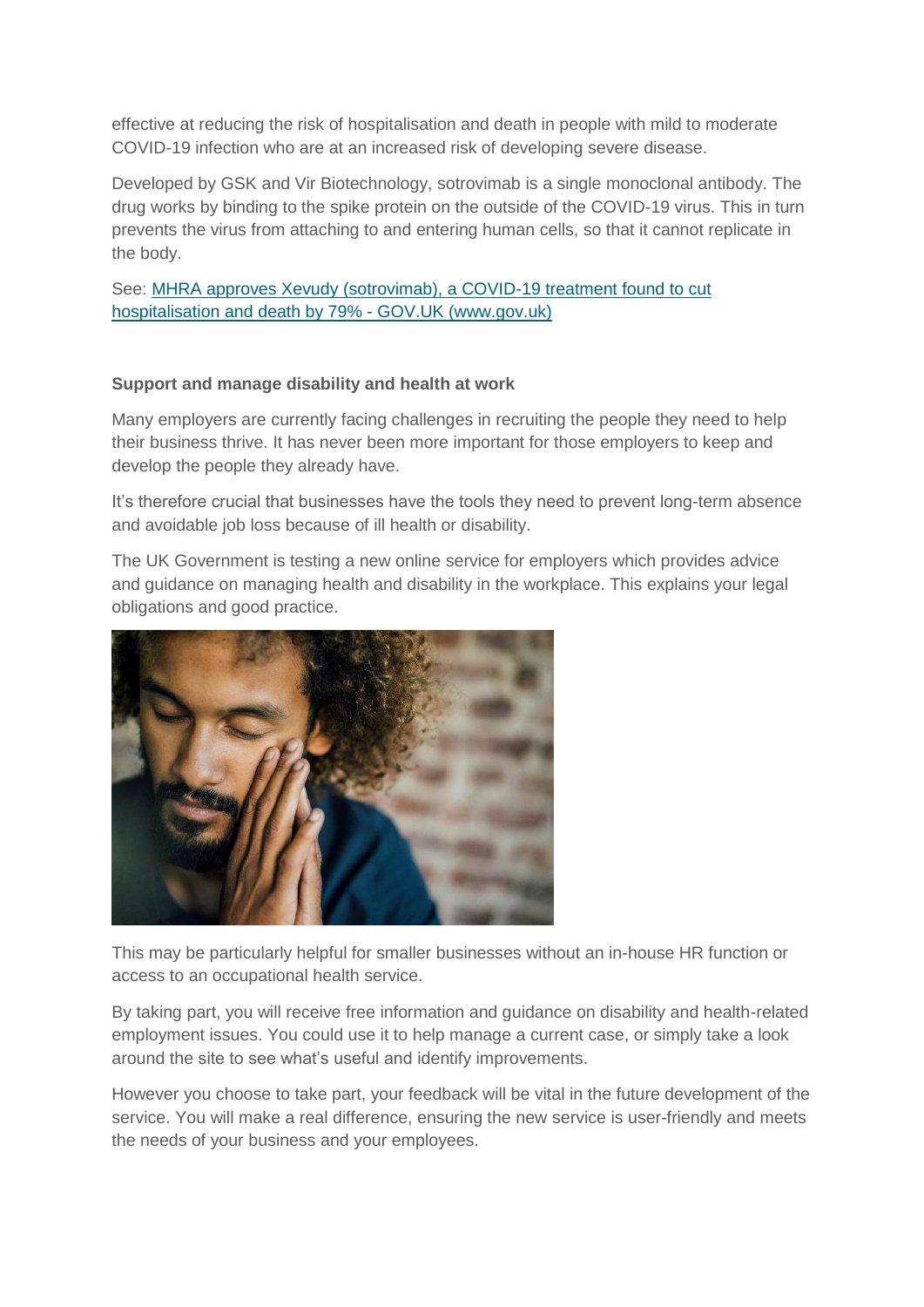effective at reducing the risk of hospitalisation and death in people with mild to moderate COVID-19 infection who are at an increased risk of developing severe disease.

Developed by GSK and Vir Biotechnology, sotrovimab is a single monoclonal antibody. The drug works by binding to the spike protein on the outside of the COVID-19 virus. This in turn prevents the virus from attaching to and entering human cells, so that it cannot replicate in the body.

See: MHRA approves Xevudy (sotrovimab), a COVID-19 treatment found to cut hospitalisation and death by 79% - GOV.UK (www.gov.uk)

**Support and manage disability and health at work**

Many employers are currently facing challenges in recruiting the people they need to help their business thrive. It has never been more important for those employers to keep and develop the people they already have.

It's therefore crucial that businesses have the tools they need to prevent long-term absence and avoidable job loss because of ill health or disability.

The UK Government is testing a new online service for employers which provides advice and guidance on managing health and disability in the workplace. This explains your legal obligations and good practice.

This may be particularly helpful for smaller businesses without an in-house HR function or access to an occupational health service.

By taking part, you will receive free information and guidance on disability and health-related employment issues. You could use it to help manage a current case, or simply take a look around the site to see what's useful and identify improvements.

However you choose to take part, your feedback will be vital in the future development of the service. You will make a real difference, ensuring the new service is user-friendly and meets the needs of your business and your employees.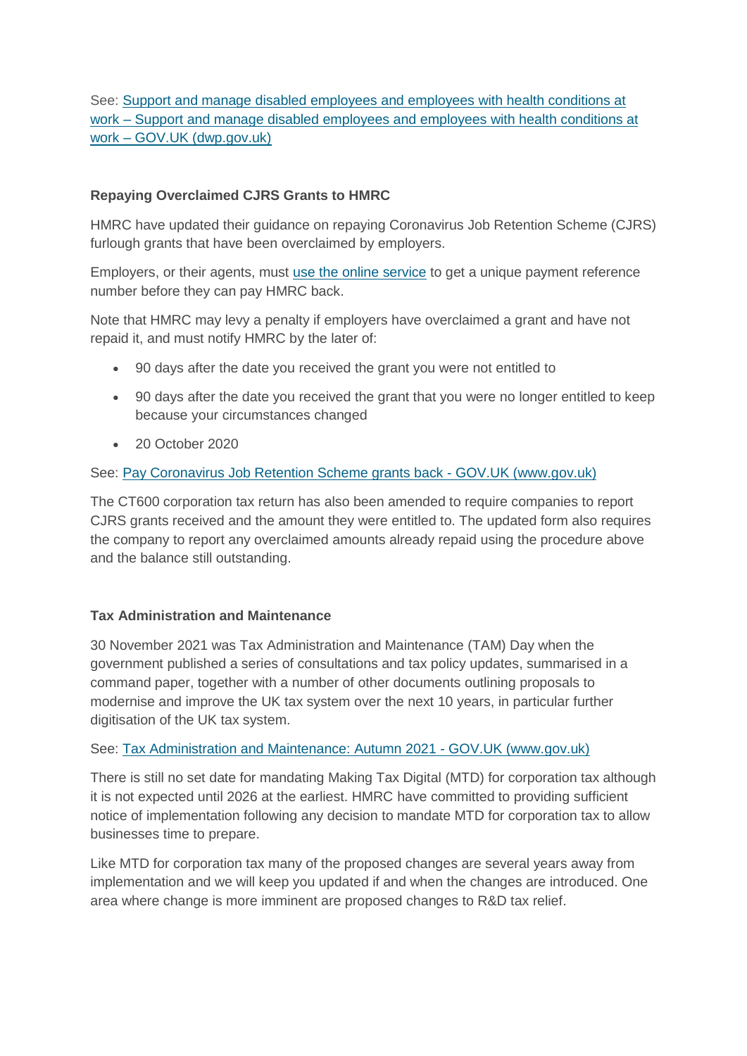See: Support and manage disabled employees and employees with health conditions at work – Support and manage disabled employees and employees with health conditions at work – GOV.UK (dwp.gov.uk)

**Repaying Overclaimed CJRS Grants to HMRC**

HMRC have updated their guidance on repaying Coronavirus Job Retention Scheme (CJRS) furlough grants that have been overclaimed by employers.

Employers, or their agents, must use the online service to get a unique payment reference number before they can pay HMRC back.

Note that HMRC may levy a penalty if employers have overclaimed a grant and have not repaid it, and must notify HMRC by the later of:

- 90 days after the date you received the grant you were not entitled to
- 90 days after the date you received the grant that you were no longer entitled to keep because your circumstances changed
- 20 October 2020

See: Pay Coronavirus Job Retention Scheme grants back - GOV.UK (www.gov.uk)

The CT600 corporation tax return has also been amended to require companies to report CJRS grants received and the amount they were entitled to. The updated form also requires the company to report any overclaimed amounts already repaid using the procedure above and the balance still outstanding.

**Tax Administration and Maintenance**

30 November 2021 was Tax Administration and Maintenance (TAM) Day when the government published a series of consultations and tax policy updates, summarised in a command paper, together with a number of other documents outlining proposals to modernise and improve the UK tax system over the next 10 years, in particular further digitisation of the UK tax system.

See: Tax Administration and Maintenance: Autumn 2021 - GOV.UK (www.gov.uk)

There is still no set date for mandating Making Tax Digital (MTD) for corporation tax although it is not expected until 2026 at the earliest. HMRC have committed to providing sufficient notice of implementation following any decision to mandate MTD for corporation tax to allow businesses time to prepare.

Like MTD for corporation tax many of the proposed changes are several years away from implementation and we will keep you updated if and when the changes are introduced. One area where change is more imminent are proposed changes to R&D tax relief.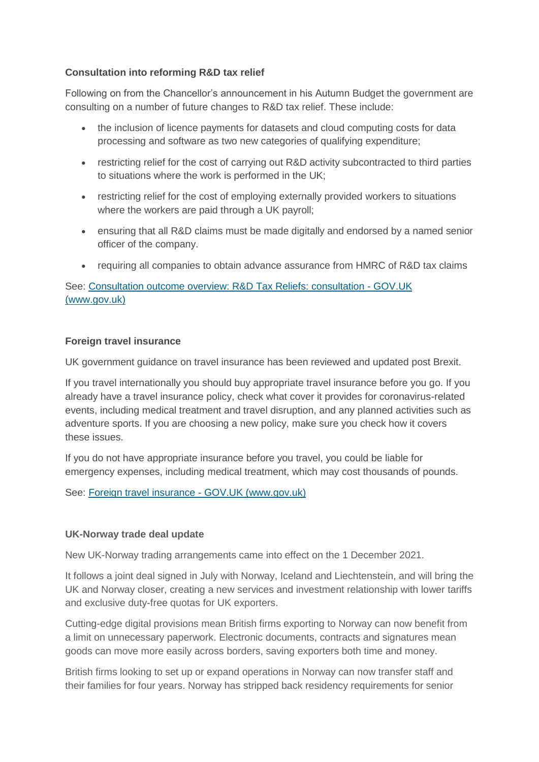**Consultation into reforming R&D tax relief**

Following on from the Chancellor's announcement in his Autumn Budget the government are consulting on a number of future changes to R&D tax relief. These include:

- the inclusion of licence payments for datasets and cloud computing costs for data processing and software as two new categories of qualifying expenditure;
- restricting relief for the cost of carrying out R&D activity subcontracted to third parties to situations where the work is performed in the UK;
- restricting relief for the cost of employing externally provided workers to situations where the workers are paid through a UK payroll;
- ensuring that all R&D claims must be made digitally and endorsed by a named senior officer of the company.
- requiring all companies to obtain advance assurance from HMRC of R&D tax claims

See: [Consultation outcome overview: R&D Tax Reliefs: consultation - GOV.UK (www.gov.uk)]()

**Foreign travel insurance**

UK government guidance on travel insurance has been reviewed and updated post Brexit.

If you travel internationally you should buy appropriate travel insurance before you go. If you already have a travel insurance policy, check what cover it provides for coronavirus-related events, including medical treatment and travel disruption, and any planned activities such as adventure sports. If you are choosing a new policy, make sure you check how it covers these issues.

If you do not have appropriate insurance before you travel, you could be liable for emergency expenses, including medical treatment, which may cost thousands of pounds.

See: [Foreign travel insurance - GOV.UK (www.gov.uk)]()

**UK-Norway trade deal update**

New UK-Norway trading arrangements came into effect on the 1 December 2021.

It follows a joint deal signed in July with Norway, Iceland and Liechtenstein, and will bring the UK and Norway closer, creating a new services and investment relationship with lower tariffs and exclusive duty-free quotas for UK exporters.

Cutting-edge digital provisions mean British firms exporting to Norway can now benefit from a limit on unnecessary paperwork. Electronic documents, contracts and signatures mean goods can move more easily across borders, saving exporters both time and money.

British firms looking to set up or expand operations in Norway can now transfer staff and their families for four years. Norway has stripped back residency requirements for senior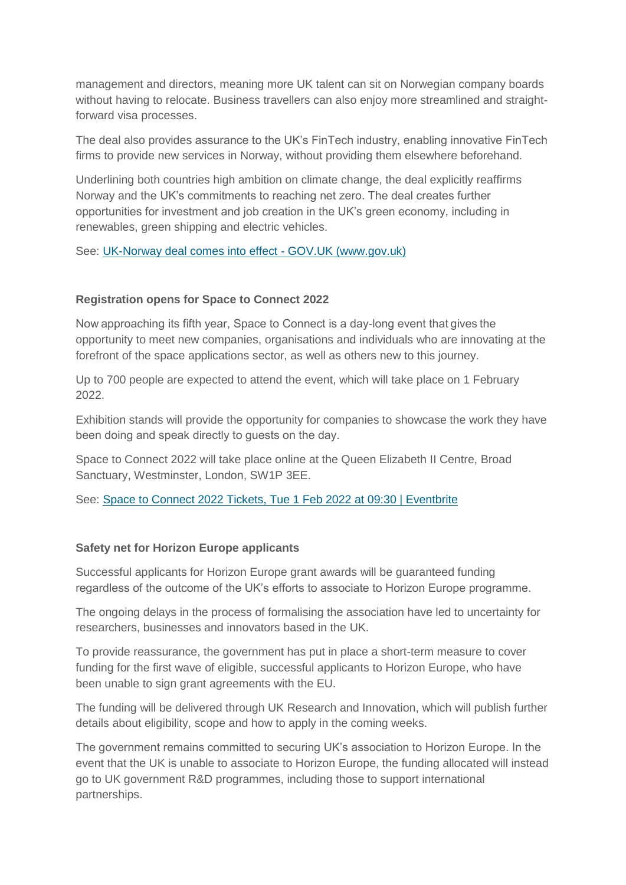management and directors, meaning more UK talent can sit on Norwegian company boards without having to relocate. Business travellers can also enjoy more streamlined and straight-forward visa processes.

The deal also provides assurance to the UK's FinTech industry, enabling innovative FinTech firms to provide new services in Norway, without providing them elsewhere beforehand.

Underlining both countries high ambition on climate change, the deal explicitly reaffirms Norway and the UK's commitments to reaching net zero. The deal creates further opportunities for investment and job creation in the UK's green economy, including in renewables, green shipping and electric vehicles.

See: [UK-Norway deal comes into effect - GOV.UK (www.gov.uk)]()

**Registration opens for Space to Connect 2022**

Now approaching its fifth year, Space to Connect is a day-long event that gives the opportunity to meet new companies, organisations and individuals who are innovating at the forefront of the space applications sector, as well as others new to this journey.

Up to 700 people are expected to attend the event, which will take place on 1 February 2022.

Exhibition stands will provide the opportunity for companies to showcase the work they have been doing and speak directly to guests on the day.

Space to Connect 2022 will take place online at the Queen Elizabeth II Centre, Broad Sanctuary, Westminster, London, SW1P 3EE.

See: [Space to Connect 2022 Tickets, Tue 1 Feb 2022 at 09:30 | Eventbrite]()

**Safety net for Horizon Europe applicants**

Successful applicants for Horizon Europe grant awards will be guaranteed funding regardless of the outcome of the UK's efforts to associate to Horizon Europe programme.

The ongoing delays in the process of formalising the association have led to uncertainty for researchers, businesses and innovators based in the UK.

To provide reassurance, the government has put in place a short-term measure to cover funding for the first wave of eligible, successful applicants to Horizon Europe, who have been unable to sign grant agreements with the EU.

The funding will be delivered through UK Research and Innovation, which will publish further details about eligibility, scope and how to apply in the coming weeks.

The government remains committed to securing UK's association to Horizon Europe. In the event that the UK is unable to associate to Horizon Europe, the funding allocated will instead go to UK government R&D programmes, including those to support international partnerships.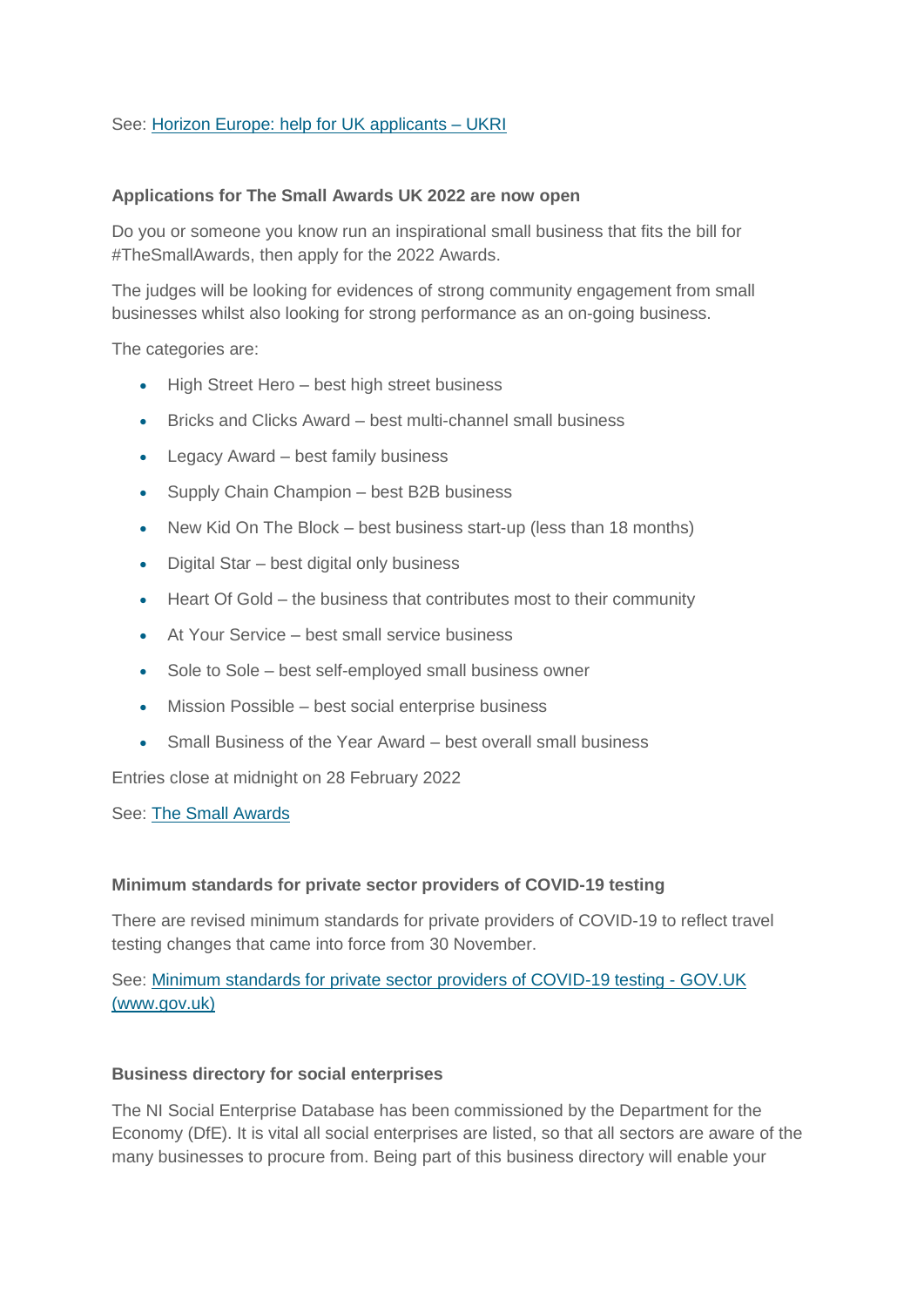See: [Horizon Europe: help for UK applicants – UKRI]

**Applications for The Small Awards UK 2022 are now open**

Do you or someone you know run an inspirational small business that fits the bill for #TheSmallAwards, then apply for the 2022 Awards.

The judges will be looking for evidences of strong community engagement from small businesses whilst also looking for strong performance as an on-going business.

The categories are:

- High Street Hero – best high street business
- Bricks and Clicks Award – best multi-channel small business
- Legacy Award – best family business
- Supply Chain Champion – best B2B business
- New Kid On The Block – best business start-up (less than 18 months)
- Digital Star – best digital only business
- Heart Of Gold – the business that contributes most to their community
- At Your Service – best small service business
- Sole to Sole – best self-employed small business owner
- Mission Possible – best social enterprise business
- Small Business of the Year Award – best overall small business

Entries close at midnight on 28 February 2022

See: [The Small Awards]

**Minimum standards for private sector providers of COVID-19 testing**

There are revised minimum standards for private providers of COVID-19 to reflect travel testing changes that came into force from 30 November.

See: [Minimum standards for private sector providers of COVID-19 testing - GOV.UK (www.gov.uk)]

**Business directory for social enterprises**

The NI Social Enterprise Database has been commissioned by the Department for the Economy (DfE). It is vital all social enterprises are listed, so that all sectors are aware of the many businesses to procure from. Being part of this business directory will enable your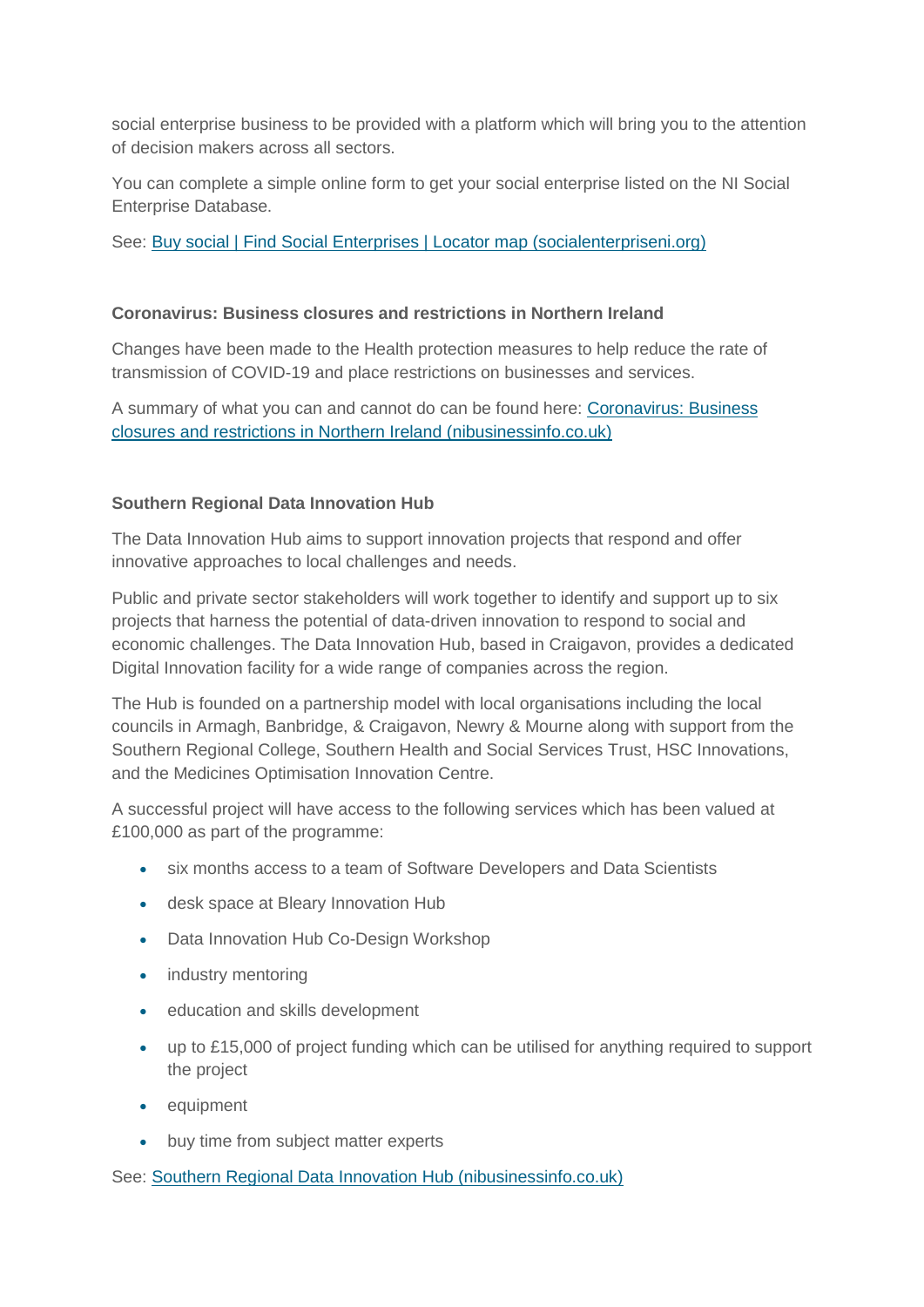social enterprise business to be provided with a platform which will bring you to the attention of decision makers across all sectors.

You can complete a simple online form to get your social enterprise listed on the NI Social Enterprise Database.

See: [Buy social | Find Social Enterprises | Locator map (socialenterpriseni.org)]()

**Coronavirus: Business closures and restrictions in Northern Ireland**

Changes have been made to the Health protection measures to help reduce the rate of transmission of COVID-19 and place restrictions on businesses and services.

A summary of what you can and cannot do can be found here: [Coronavirus: Business closures and restrictions in Northern Ireland (nibusinessinfo.co.uk)]()

**Southern Regional Data Innovation Hub**

The Data Innovation Hub aims to support innovation projects that respond and offer innovative approaches to local challenges and needs.

Public and private sector stakeholders will work together to identify and support up to six projects that harness the potential of data-driven innovation to respond to social and economic challenges. The Data Innovation Hub, based in Craigavon, provides a dedicated Digital Innovation facility for a wide range of companies across the region.

The Hub is founded on a partnership model with local organisations including the local councils in Armagh, Banbridge, & Craigavon, Newry & Mourne along with support from the Southern Regional College, Southern Health and Social Services Trust, HSC Innovations, and the Medicines Optimisation Innovation Centre.

A successful project will have access to the following services which has been valued at £100,000 as part of the programme:

- six months access to a team of Software Developers and Data Scientists
- desk space at Bleary Innovation Hub
- Data Innovation Hub Co-Design Workshop
- industry mentoring
- education and skills development
- up to £15,000 of project funding which can be utilised for anything required to support the project
- equipment
- buy time from subject matter experts

See: [Southern Regional Data Innovation Hub (nibusinessinfo.co.uk)]()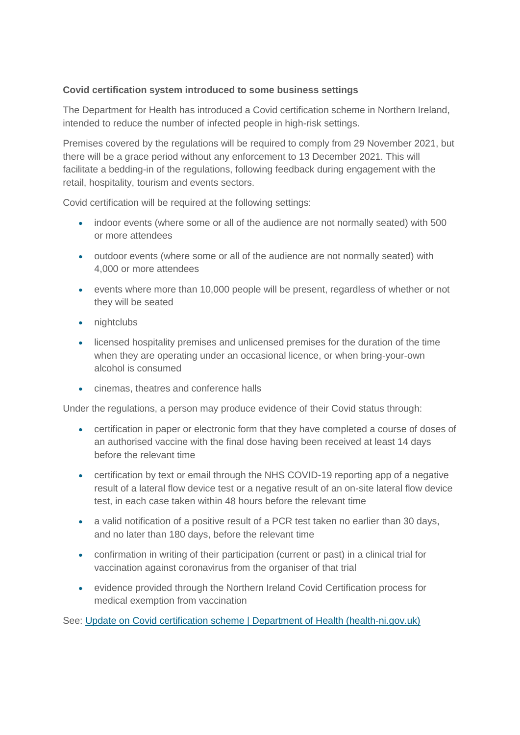**Covid certification system introduced to some business settings**

The Department for Health has introduced a Covid certification scheme in Northern Ireland, intended to reduce the number of infected people in high-risk settings.

Premises covered by the regulations will be required to comply from 29 November 2021, but there will be a grace period without any enforcement to 13 December 2021. This will facilitate a bedding-in of the regulations, following feedback during engagement with the retail, hospitality, tourism and events sectors.

Covid certification will be required at the following settings:

- indoor events (where some or all of the audience are not normally seated) with 500 or more attendees
- outdoor events (where some or all of the audience are not normally seated) with 4,000 or more attendees
- events where more than 10,000 people will be present, regardless of whether or not they will be seated
- nightclubs
- licensed hospitality premises and unlicensed premises for the duration of the time when they are operating under an occasional licence, or when bring-your-own alcohol is consumed
- cinemas, theatres and conference halls

Under the regulations, a person may produce evidence of their Covid status through:

- certification in paper or electronic form that they have completed a course of doses of an authorised vaccine with the final dose having been received at least 14 days before the relevant time
- certification by text or email through the NHS COVID-19 reporting app of a negative result of a lateral flow device test or a negative result of an on-site lateral flow device test, in each case taken within 48 hours before the relevant time
- a valid notification of a positive result of a PCR test taken no earlier than 30 days, and no later than 180 days, before the relevant time
- confirmation in writing of their participation (current or past) in a clinical trial for vaccination against coronavirus from the organiser of that trial
- evidence provided through the Northern Ireland Covid Certification process for medical exemption from vaccination

See: Update on Covid certification scheme | Department of Health (health-ni.gov.uk)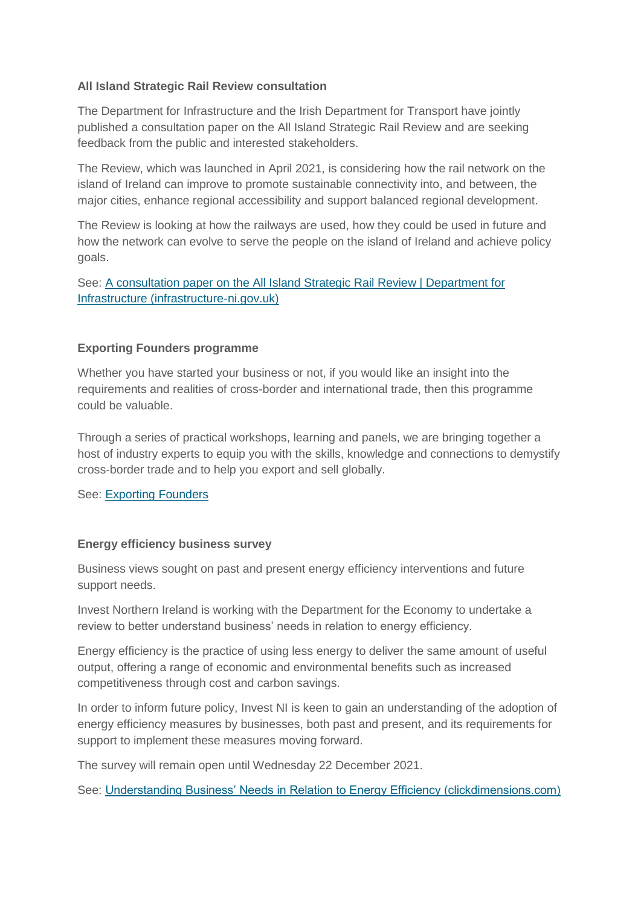**All Island Strategic Rail Review consultation**

The Department for Infrastructure and the Irish Department for Transport have jointly published a consultation paper on the All Island Strategic Rail Review and are seeking feedback from the public and interested stakeholders.

The Review, which was launched in April 2021, is considering how the rail network on the island of Ireland can improve to promote sustainable connectivity into, and between, the major cities, enhance regional accessibility and support balanced regional development.

The Review is looking at how the railways are used, how they could be used in future and how the network can evolve to serve the people on the island of Ireland and achieve policy goals.

See: A consultation paper on the All Island Strategic Rail Review | Department for Infrastructure (infrastructure-ni.gov.uk)

**Exporting Founders programme**

Whether you have started your business or not, if you would like an insight into the requirements and realities of cross-border and international trade, then this programme could be valuable.

Through a series of practical workshops, learning and panels, we are bringing together a host of industry experts to equip you with the skills, knowledge and connections to demystify cross-border trade and to help you export and sell globally.

See: Exporting Founders

**Energy efficiency business survey**

Business views sought on past and present energy efficiency interventions and future support needs.

Invest Northern Ireland is working with the Department for the Economy to undertake a review to better understand business' needs in relation to energy efficiency.

Energy efficiency is the practice of using less energy to deliver the same amount of useful output, offering a range of economic and environmental benefits such as increased competitiveness through cost and carbon savings.

In order to inform future policy, Invest NI is keen to gain an understanding of the adoption of energy efficiency measures by businesses, both past and present, and its requirements for support to implement these measures moving forward.

The survey will remain open until Wednesday 22 December 2021.

See: Understanding Business' Needs in Relation to Energy Efficiency (clickdimensions.com)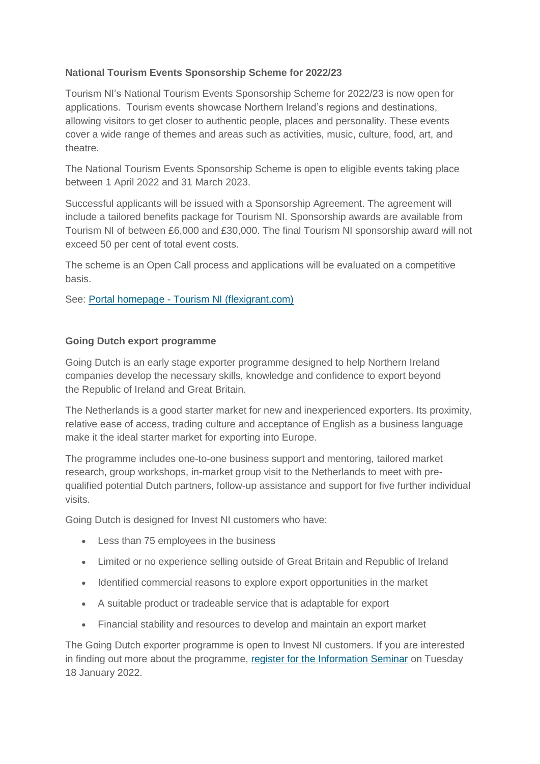**National Tourism Events Sponsorship Scheme for 2022/23**

Tourism NI's National Tourism Events Sponsorship Scheme for 2022/23 is now open for applications. Tourism events showcase Northern Ireland's regions and destinations, allowing visitors to get closer to authentic people, places and personality. These events cover a wide range of themes and areas such as activities, music, culture, food, art, and theatre.

The National Tourism Events Sponsorship Scheme is open to eligible events taking place between 1 April 2022 and 31 March 2023.

Successful applicants will be issued with a Sponsorship Agreement. The agreement will include a tailored benefits package for Tourism NI. Sponsorship awards are available from Tourism NI of between £6,000 and £30,000. The final Tourism NI sponsorship award will not exceed 50 per cent of total event costs.

The scheme is an Open Call process and applications will be evaluated on a competitive basis.

See: [Portal homepage - Tourism NI (flexigrant.com)]

**Going Dutch export programme**

Going Dutch is an early stage exporter programme designed to help Northern Ireland companies develop the necessary skills, knowledge and confidence to export beyond the Republic of Ireland and Great Britain.

The Netherlands is a good starter market for new and inexperienced exporters. Its proximity, relative ease of access, trading culture and acceptance of English as a business language make it the ideal starter market for exporting into Europe.

The programme includes one-to-one business support and mentoring, tailored market research, group workshops, in-market group visit to the Netherlands to meet with pre-qualified potential Dutch partners, follow-up assistance and support for five further individual visits.

Going Dutch is designed for Invest NI customers who have:

- Less than 75 employees in the business
- Limited or no experience selling outside of Great Britain and Republic of Ireland
- Identified commercial reasons to explore export opportunities in the market
- A suitable product or tradeable service that is adaptable for export
- Financial stability and resources to develop and maintain an export market

The Going Dutch exporter programme is open to Invest NI customers. If you are interested in finding out more about the programme, [register for the Information Seminar] on Tuesday 18 January 2022.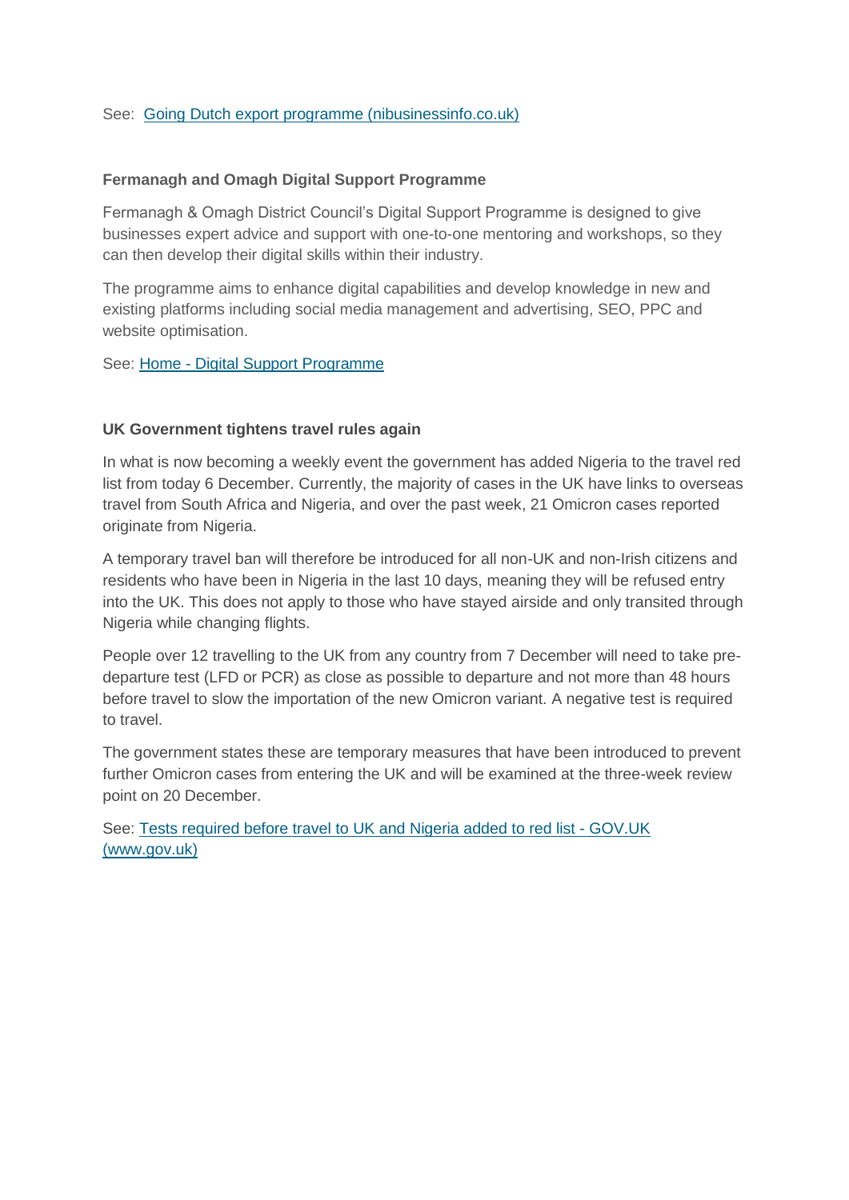See: Going Dutch export programme (nibusinessinfo.co.uk)

**Fermanagh and Omagh Digital Support Programme**

Fermanagh & Omagh District Council's Digital Support Programme is designed to give businesses expert advice and support with one-to-one mentoring and workshops, so they can then develop their digital skills within their industry.

The programme aims to enhance digital capabilities and develop knowledge in new and existing platforms including social media management and advertising, SEO, PPC and website optimisation.

See: Home - Digital Support Programme

**UK Government tightens travel rules again**

In what is now becoming a weekly event the government has added Nigeria to the travel red list from today 6 December. Currently, the majority of cases in the UK have links to overseas travel from South Africa and Nigeria, and over the past week, 21 Omicron cases reported originate from Nigeria.

A temporary travel ban will therefore be introduced for all non-UK and non-Irish citizens and residents who have been in Nigeria in the last 10 days, meaning they will be refused entry into the UK. This does not apply to those who have stayed airside and only transited through Nigeria while changing flights.

People over 12 travelling to the UK from any country from 7 December will need to take pre-departure test (LFD or PCR) as close as possible to departure and not more than 48 hours before travel to slow the importation of the new Omicron variant. A negative test is required to travel.

The government states these are temporary measures that have been introduced to prevent further Omicron cases from entering the UK and will be examined at the three-week review point on 20 December.

See: Tests required before travel to UK and Nigeria added to red list - GOV.UK (www.gov.uk)